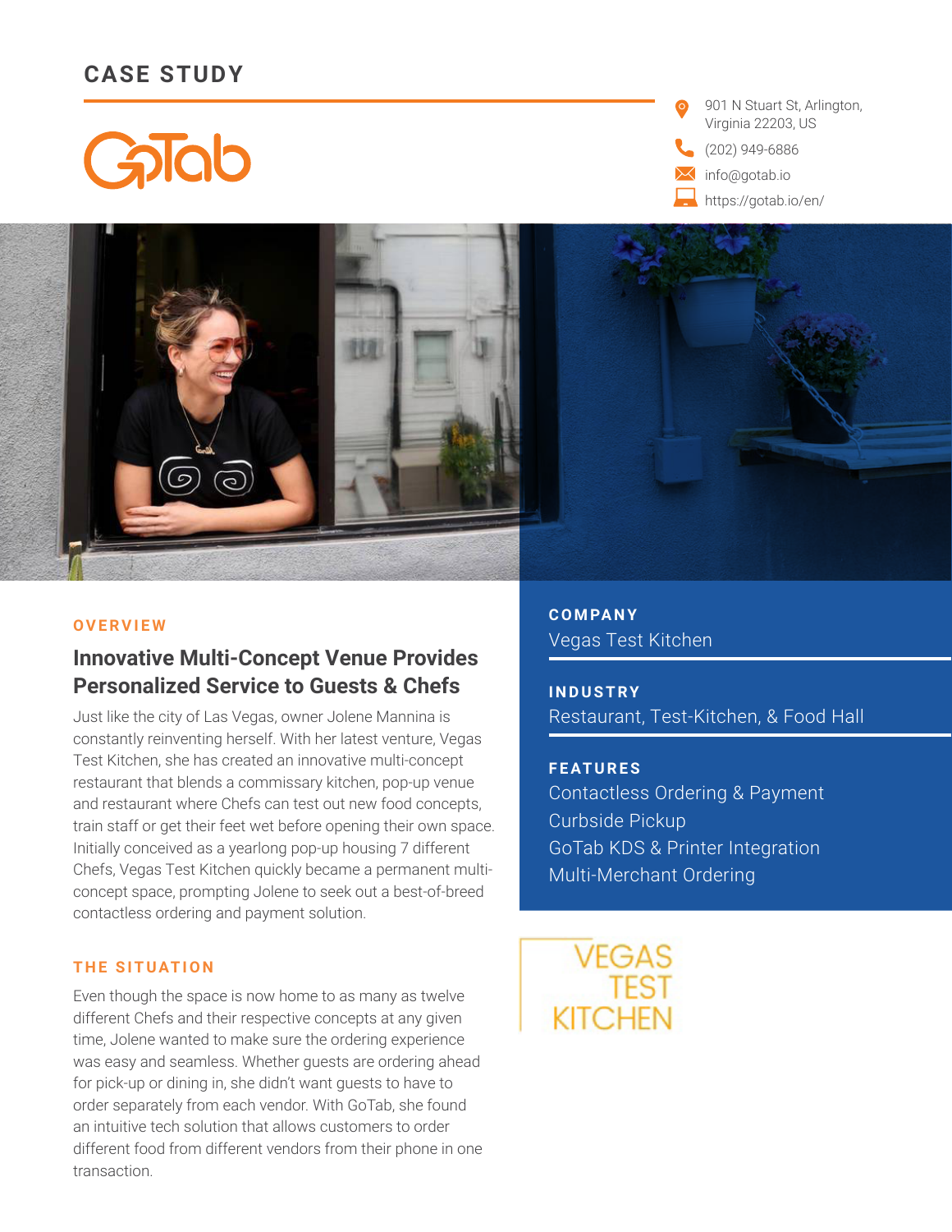# CASE STUDY

GoTab

901 N Stuart St, Arlington, Virginia 22203, US

(202) 949-6886

info@gotab.io

https://gotab.io/en/

## OVERVIEW

### Innovative Multi-Concept Venue Provides Personalized Service to Guests & Chefs

Just like the city of Las Vegas, owner Jolene Mannina is constantly reinventing herself. With her latest venture, Vegas Test Kitchen, she has created an innovative multi-concept restaurant that blends a commissary kitchen, pop-up venue and restaurant where Chefs can test out new food concepts, train staff or get their feet wet before opening their own space. Initially conceived as a yearlong pop-up housing 7 different Chefs, Vegas Test Kitchen quickly became a permanent multi-concept space, prompting Jolene to seek out a best-of-breed contactless ordering and payment solution.

## THE SITUATION

Even though the space is now home to as many as twelve different Chefs and their respective concepts at any given time, Jolene wanted to make sure the ordering experience was easy and seamless. Whether guests are ordering ahead for pick-up or dining in, she didn't want guests to have to order separately from each vendor. With GoTab, she found an intuitive tech solution that allows customers to order different food from different vendors from their phone in one transaction.

**COMPANY**

Vegas Test Kitchen

**INDUSTRY**

Restaurant, Test-Kitchen, & Food Hall

**FEATURES**

Contactless Ordering & Payment
Curbside Pickup
GoTab KDS & Printer Integration
Multi-Merchant Ordering

VEGAS TEST KITCHEN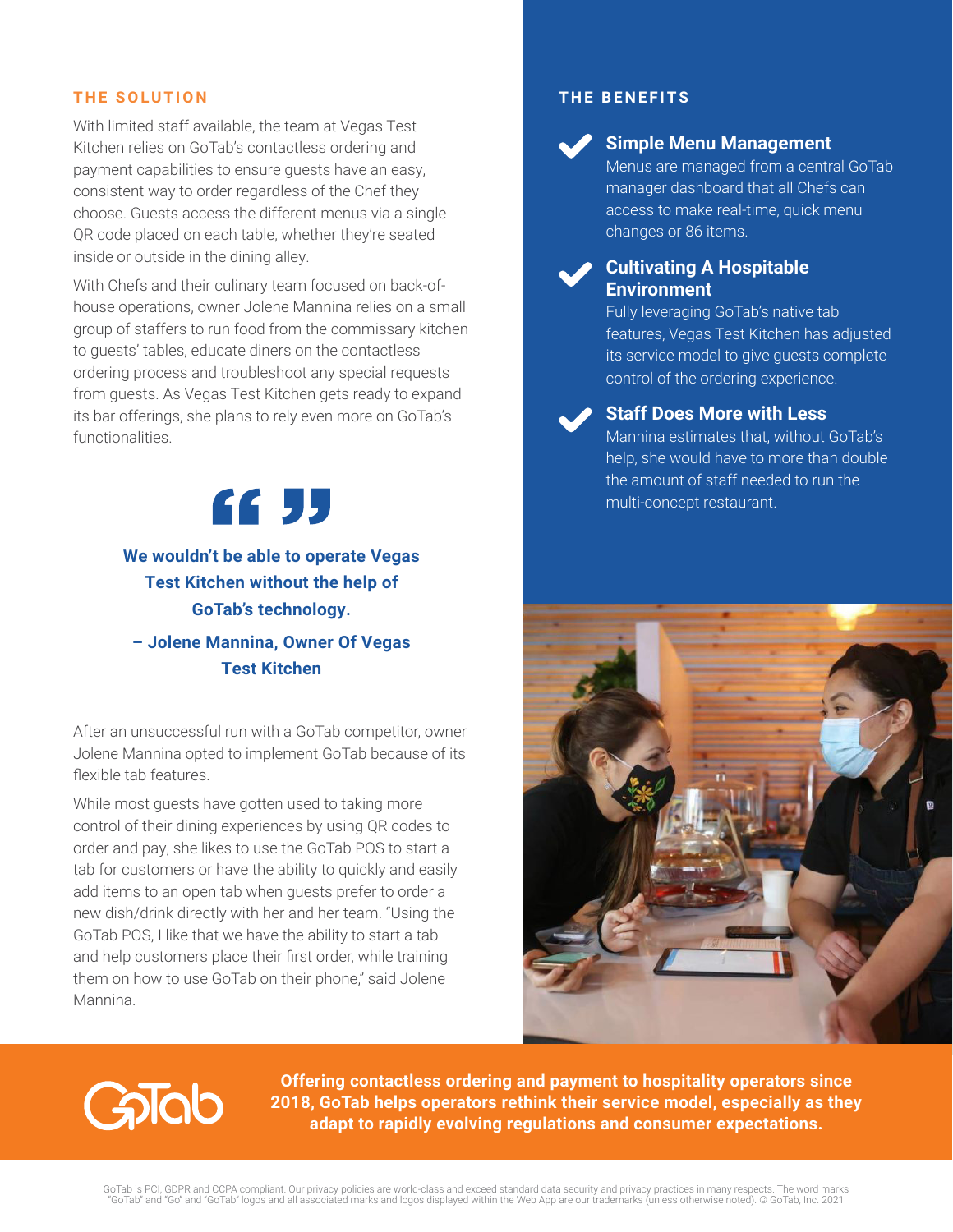## THE SOLUTION

With limited staff available, the team at Vegas Test Kitchen relies on GoTab's contactless ordering and payment capabilities to ensure guests have an easy, consistent way to order regardless of the Chef they choose. Guests access the different menus via a single QR code placed on each table, whether they're seated inside or outside in the dining alley.

With Chefs and their culinary team focused on back-of-house operations, owner Jolene Mannina relies on a small group of staffers to run food from the commissary kitchen to guests' tables, educate diners on the contactless ordering process and troubleshoot any special requests from guests. As Vegas Test Kitchen gets ready to expand its bar offerings, she plans to rely even more on GoTab's functionalities.

> **We wouldn't be able to operate Vegas Test Kitchen without the help of GoTab's technology.**
>
> **– Jolene Mannina, Owner Of Vegas Test Kitchen**

After an unsuccessful run with a GoTab competitor, owner Jolene Mannina opted to implement GoTab because of its flexible tab features.

While most guests have gotten used to taking more control of their dining experiences by using QR codes to order and pay, she likes to use the GoTab POS to start a tab for customers or have the ability to quickly and easily add items to an open tab when guests prefer to order a new dish/drink directly with her and her team. "Using the GoTab POS, I like that we have the ability to start a tab and help customers place their first order, while training them on how to use GoTab on their phone," said Jolene Mannina.

## THE BENEFITS

### Simple Menu Management

Menus are managed from a central GoTab manager dashboard that all Chefs can access to make real-time, quick menu changes or 86 items.

### Cultivating A Hospitable Environment

Fully leveraging GoTab's native tab features, Vegas Test Kitchen has adjusted its service model to give guests complete control of the ordering experience.

### Staff Does More with Less

Mannina estimates that, without GoTab's help, she would have to more than double the amount of staff needed to run the multi-concept restaurant.

**Offering contactless ordering and payment to hospitality operators since 2018, GoTab helps operators rethink their service model, especially as they adapt to rapidly evolving regulations and consumer expectations.**

GoTab is PCI, GDPR and CCPA compliant. Our privacy policies are world-class and exceed standard data security and privacy practices in many respects. The word marks "GoTab" and "Go" and "GoTab" logos and all associated marks and logos displayed within the Web App are our trademarks (unless otherwise noted). © GoTab, Inc. 2021